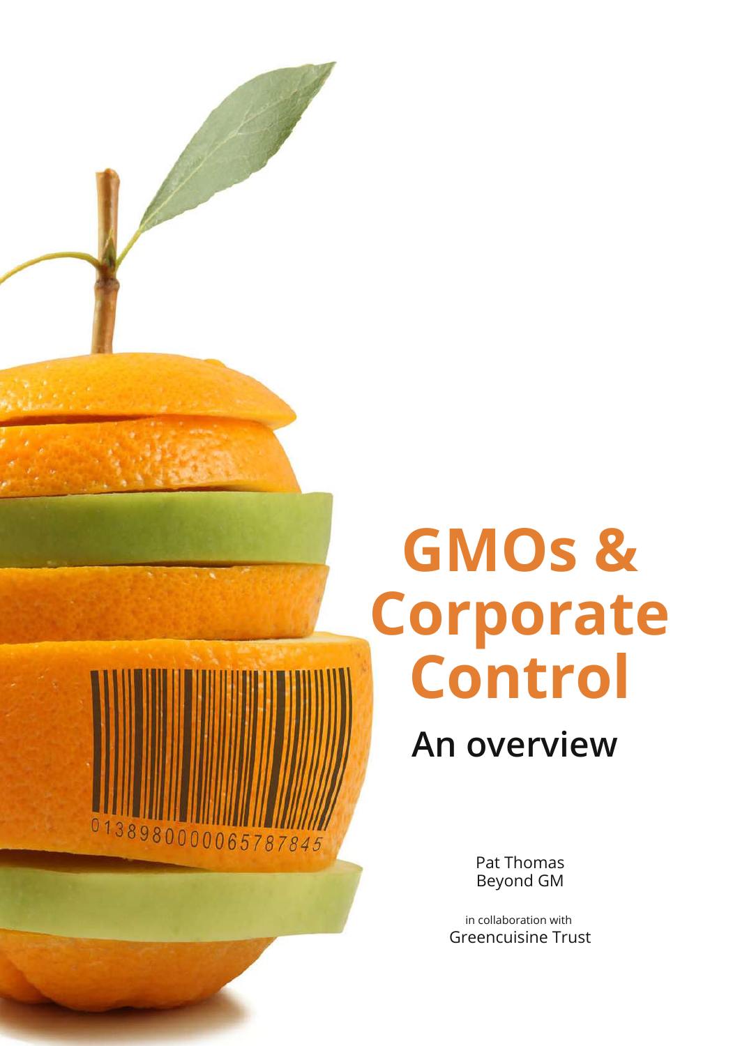# GMOs & Corporate Control

## An overview

Pat Thomas
Beyond GM

in collaboration with
Greencuisine Trust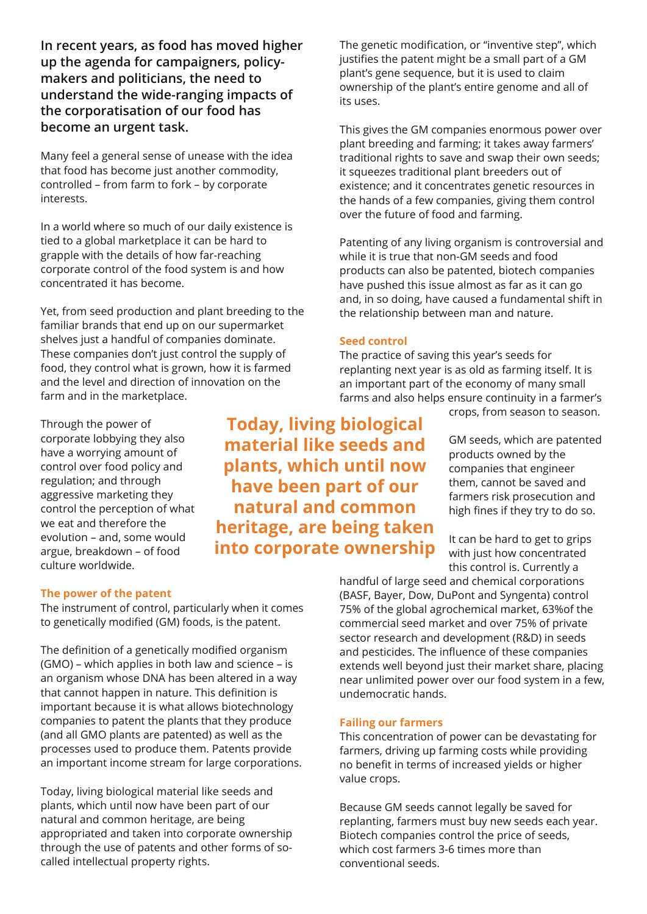**In recent years, as food has moved higher up the agenda for campaigners, policy-makers and politicians, the need to understand the wide-ranging impacts of the corporatisation of our food has become an urgent task.**

Many feel a general sense of unease with the idea that food has become just another commodity, controlled – from farm to fork – by corporate interests.

In a world where so much of our daily existence is tied to a global marketplace it can be hard to grapple with the details of how far-reaching corporate control of the food system is and how concentrated it has become.

Yet, from seed production and plant breeding to the familiar brands that end up on our supermarket shelves just a handful of companies dominate. These companies don't just control the supply of food, they control what is grown, how it is farmed and the level and direction of innovation on the farm and in the marketplace.

Through the power of corporate lobbying they also have a worrying amount of control over food policy and regulation; and through aggressive marketing they control the perception of what we eat and therefore the evolution – and, some would argue, breakdown – of food culture worldwide.

**Today, living biological material like seeds and plants, which until now have been part of our natural and common heritage, are being taken into corporate ownership**

### The power of the patent

The instrument of control, particularly when it comes to genetically modified (GM) foods, is the patent.

The definition of a genetically modified organism (GMO) – which applies in both law and science – is an organism whose DNA has been altered in a way that cannot happen in nature. This definition is important because it is what allows biotechnology companies to patent the plants that they produce (and all GMO plants are patented) as well as the processes used to produce them. Patents provide an important income stream for large corporations.

Today, living biological material like seeds and plants, which until now have been part of our natural and common heritage, are being appropriated and taken into corporate ownership through the use of patents and other forms of so-called intellectual property rights.

The genetic modification, or "inventive step", which justifies the patent might be a small part of a GM plant's gene sequence, but it is used to claim ownership of the plant's entire genome and all of its uses.

This gives the GM companies enormous power over plant breeding and farming; it takes away farmers' traditional rights to save and swap their own seeds; it squeezes traditional plant breeders out of existence; and it concentrates genetic resources in the hands of a few companies, giving them control over the future of food and farming.

Patenting of any living organism is controversial and while it is true that non-GM seeds and food products can also be patented, biotech companies have pushed this issue almost as far as it can go and, in so doing, have caused a fundamental shift in the relationship between man and nature.

### Seed control

The practice of saving this year's seeds for replanting next year is as old as farming itself. It is an important part of the economy of many small farms and also helps ensure continuity in a farmer's crops, from season to season.

GM seeds, which are patented products owned by the companies that engineer them, cannot be saved and farmers risk prosecution and high fines if they try to do so.

It can be hard to get to grips with just how concentrated this control is. Currently a handful of large seed and chemical corporations (BASF, Bayer, Dow, DuPont and Syngenta) control 75% of the global agrochemical market, 63%of the commercial seed market and over 75% of private sector research and development (R&D) in seeds and pesticides. The influence of these companies extends well beyond just their market share, placing near unlimited power over our food system in a few, undemocratic hands.

### Failing our farmers

This concentration of power can be devastating for farmers, driving up farming costs while providing no benefit in terms of increased yields or higher value crops.

Because GM seeds cannot legally be saved for replanting, farmers must buy new seeds each year. Biotech companies control the price of seeds, which cost farmers 3-6 times more than conventional seeds.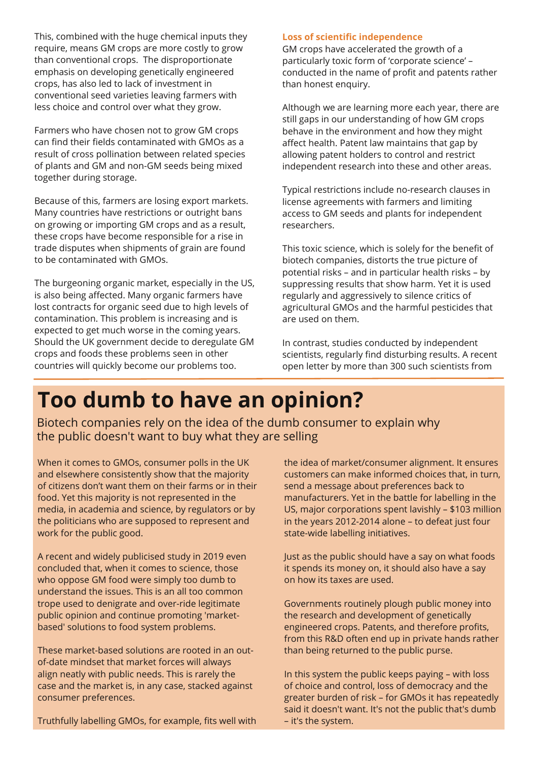This, combined with the huge chemical inputs they require, means GM crops are more costly to grow than conventional crops.  The disproportionate emphasis on developing genetically engineered crops, has also led to lack of investment in conventional seed varieties leaving farmers with less choice and control over what they grow.

Farmers who have chosen not to grow GM crops can find their fields contaminated with GMOs as a result of cross pollination between related species of plants and GM and non-GM seeds being mixed together during storage.

Because of this, farmers are losing export markets. Many countries have restrictions or outright bans on growing or importing GM crops and as a result, these crops have become responsible for a rise in trade disputes when shipments of grain are found to be contaminated with GMOs.

The burgeoning organic market, especially in the US, is also being affected. Many organic farmers have lost contracts for organic seed due to high levels of contamination. This problem is increasing and is expected to get much worse in the coming years. Should the UK government decide to deregulate GM crops and foods these problems seen in other countries will quickly become our problems too.

### Loss of scientific independence

GM crops have accelerated the growth of a particularly toxic form of 'corporate science' – conducted in the name of profit and patents rather than honest enquiry.

Although we are learning more each year, there are still gaps in our understanding of how GM crops behave in the environment and how they might affect health. Patent law maintains that gap by allowing patent holders to control and restrict independent research into these and other areas.

Typical restrictions include no-research clauses in license agreements with farmers and limiting access to GM seeds and plants for independent researchers.

This toxic science, which is solely for the benefit of biotech companies, distorts the true picture of potential risks – and in particular health risks – by suppressing results that show harm. Yet it is used regularly and aggressively to silence critics of agricultural GMOs and the harmful pesticides that are used on them.

In contrast, studies conducted by independent scientists, regularly find disturbing results. A recent open letter by more than 300 such scientists from

# Too dumb to have an opinion?

Biotech companies rely on the idea of the dumb consumer to explain why the public doesn't want to buy what they are selling

When it comes to GMOs, consumer polls in the UK and elsewhere consistently show that the majority of citizens don't want them on their farms or in their food. Yet this majority is not represented in the media, in academia and science, by regulators or by the politicians who are supposed to represent and work for the public good.

A recent and widely publicised study in 2019 even concluded that, when it comes to science, those who oppose GM food were simply too dumb to understand the issues. This is an all too common trope used to denigrate and over-ride legitimate public opinion and continue promoting 'market-based' solutions to food system problems.

These market-based solutions are rooted in an out-of-date mindset that market forces will always align neatly with public needs. This is rarely the case and the market is, in any case, stacked against consumer preferences.

Truthfully labelling GMOs, for example, fits well with the idea of market/consumer alignment. It ensures customers can make informed choices that, in turn, send a message about preferences back to manufacturers. Yet in the battle for labelling in the US, major corporations spent lavishly – $103 million in the years 2012-2014 alone – to defeat just four state-wide labelling initiatives.

Just as the public should have a say on what foods it spends its money on, it should also have a say on how its taxes are used.

Governments routinely plough public money into the research and development of genetically engineered crops. Patents, and therefore profits, from this R&D often end up in private hands rather than being returned to the public purse.

In this system the public keeps paying – with loss of choice and control, loss of democracy and the greater burden of risk – for GMOs it has repeatedly said it doesn't want. It's not the public that's dumb – it's the system.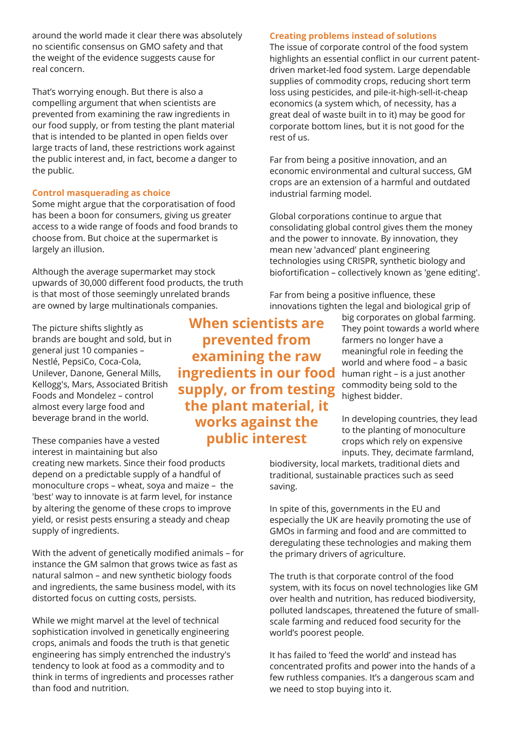around the world made it clear there was absolutely no scientific consensus on GMO safety and that the weight of the evidence suggests cause for real concern.

That's worrying enough. But there is also a compelling argument that when scientists are prevented from examining the raw ingredients in our food supply, or from testing the plant material that is intended to be planted in open fields over large tracts of land, these restrictions work against the public interest and, in fact, become a danger to the public.

### Control masquerading as choice

Some might argue that the corporatisation of food has been a boon for consumers, giving us greater access to a wide range of foods and food brands to choose from. But choice at the supermarket is largely an illusion.

Although the average supermarket may stock upwards of 30,000 different food products, the truth is that most of those seemingly unrelated brands are owned by large multinationals companies.

The picture shifts slightly as brands are bought and sold, but in general just 10 companies – Nestlé, PepsiCo, Coca-Cola, Unilever, Danone, General Mills, Kellogg's, Mars, Associated British Foods and Mondelez – control almost every large food and beverage brand in the world.

These companies have a vested interest in maintaining but also creating new markets. Since their food products depend on a predictable supply of a handful of monoculture crops – wheat, soya and maize – the 'best' way to innovate is at farm level, for instance by altering the genome of these crops to improve yield, or resist pests ensuring a steady and cheap supply of ingredients.

With the advent of genetically modified animals – for instance the GM salmon that grows twice as fast as natural salmon – and new synthetic biology foods and ingredients, the same business model, with its distorted focus on cutting costs, persists.

While we might marvel at the level of technical sophistication involved in genetically engineering crops, animals and foods the truth is that genetic engineering has simply entrenched the industry's tendency to look at food as a commodity and to think in terms of ingredients and processes rather than food and nutrition.

**When scientists are prevented from examining the raw ingredients in our food supply, or from testing the plant material, it works against the public interest**

### Creating problems instead of solutions

The issue of corporate control of the food system highlights an essential conflict in our current patent-driven market-led food system. Large dependable supplies of commodity crops, reducing short term loss using pesticides, and pile-it-high-sell-it-cheap economics (a system which, of necessity, has a great deal of waste built in to it) may be good for corporate bottom lines, but it is not good for the rest of us.

Far from being a positive innovation, and an economic environmental and cultural success, GM crops are an extension of a harmful and outdated industrial farming model.

Global corporations continue to argue that consolidating global control gives them the money and the power to innovate. By innovation, they mean new 'advanced' plant engineering technologies using CRISPR, synthetic biology and biofortification – collectively known as 'gene editing'.

Far from being a positive influence, these innovations tighten the legal and biological grip of big corporates on global farming. They point towards a world where farmers no longer have a meaningful role in feeding the world and where food – a basic human right – is a just another commodity being sold to the highest bidder.

In developing countries, they lead to the planting of monoculture crops which rely on expensive inputs. They, decimate farmland, biodiversity, local markets, traditional diets and traditional, sustainable practices such as seed saving.

In spite of this, governments in the EU and especially the UK are heavily promoting the use of GMOs in farming and food and are committed to deregulating these technologies and making them the primary drivers of agriculture.

The truth is that corporate control of the food system, with its focus on novel technologies like GM over health and nutrition, has reduced biodiversity, polluted landscapes, threatened the future of small-scale farming and reduced food security for the world's poorest people.

It has failed to 'feed the world' and instead has concentrated profits and power into the hands of a few ruthless companies. It's a dangerous scam and we need to stop buying into it.